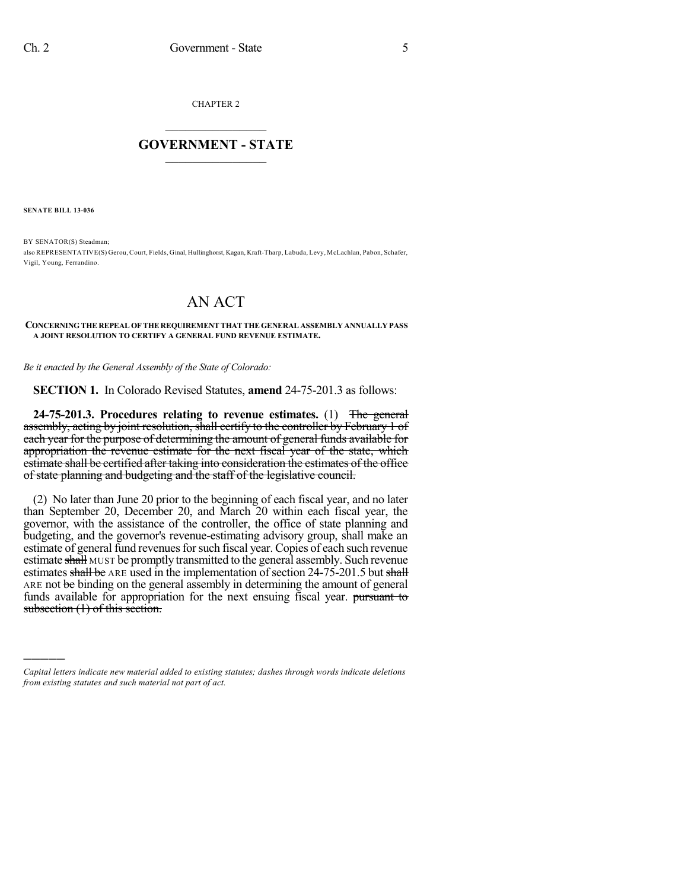CHAPTER 2

# GOVERNMENT - STATE

**SENATE BILL 13-036**

BY SENATOR(S) Steadman;
also REPRESENTATIVE(S) Gerou, Court, Fields, Ginal, Hullinghorst, Kagan, Kraft-Tharp, Labuda, Levy, McLachlan, Pabon, Schafer, Vigil, Young, Ferrandino.

# AN ACT

**CONCERNING THE REPEAL OF THE REQUIREMENT THAT THE GENERAL ASSEMBLY ANNUALLY PASS A JOINT RESOLUTION TO CERTIFY A GENERAL FUND REVENUE ESTIMATE.**

*Be it enacted by the General Assembly of the State of Colorado:*

**SECTION 1.** In Colorado Revised Statutes, **amend** 24-75-201.3 as follows:

**24-75-201.3. Procedures relating to revenue estimates.** (1) ~~The general assembly, acting by joint resolution, shall certify to the controller by February 1 of each year for the purpose of determining the amount of general funds available for appropriation the revenue estimate for the next fiscal year of the state, which estimate shall be certified after taking into consideration the estimates of the office of state planning and budgeting and the staff of the legislative council.~~

(2) No later than June 20 prior to the beginning of each fiscal year, and no later than September 20, December 20, and March 20 within each fiscal year, the governor, with the assistance of the controller, the office of state planning and budgeting, and the governor's revenue-estimating advisory group, shall make an estimate of general fund revenues for such fiscal year. Copies of each such revenue estimate ~~shall~~ MUST be promptly transmitted to the general assembly. Such revenue estimates ~~shall be~~ ARE used in the implementation of section 24-75-201.5 but ~~shall~~ ARE not ~~be~~ binding on the general assembly in determining the amount of general funds available for appropriation for the next ensuing fiscal year. ~~pursuant to subsection (1) of this section.~~

*Capital letters indicate new material added to existing statutes; dashes through words indicate deletions from existing statutes and such material not part of act.*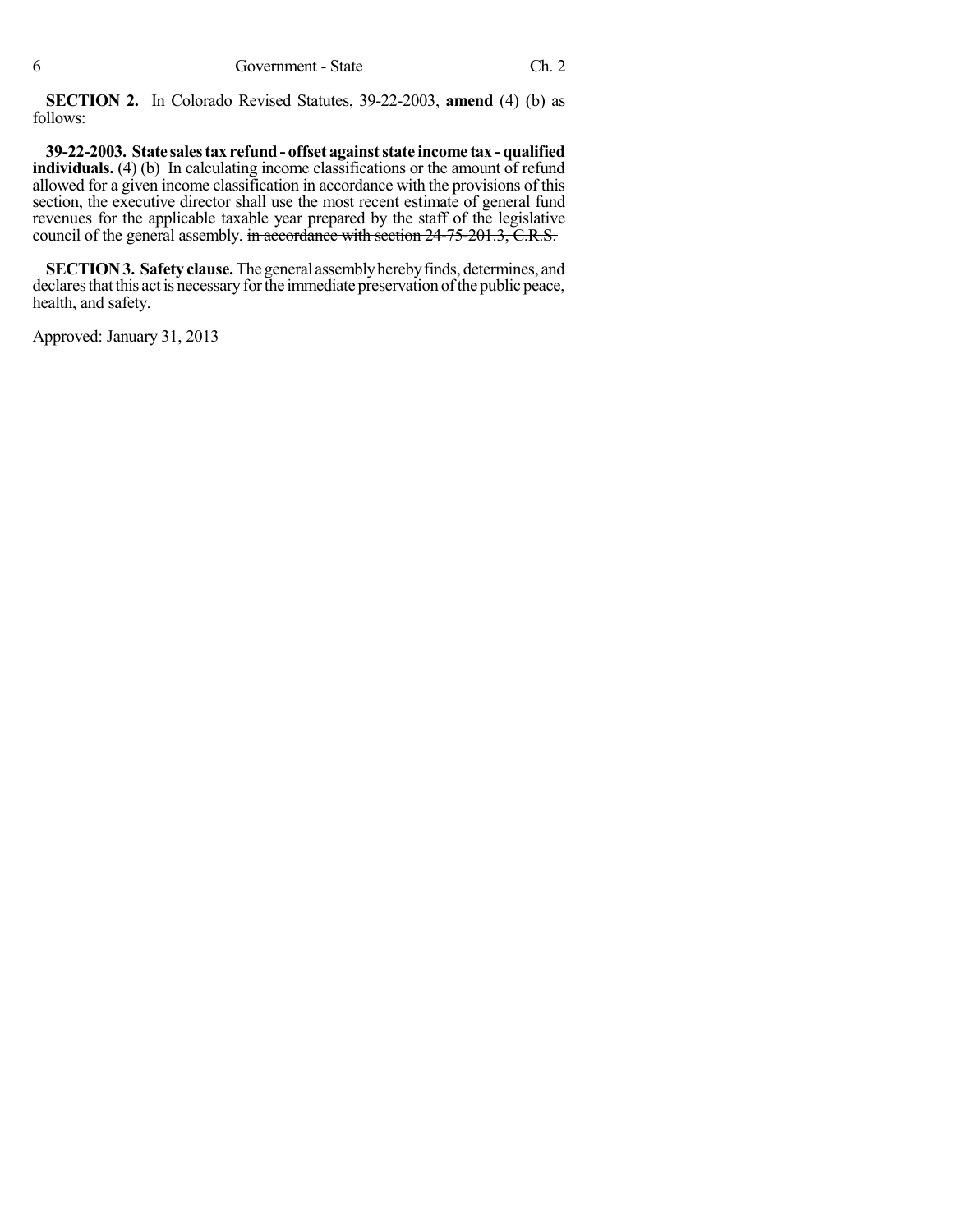**SECTION 2.** In Colorado Revised Statutes, 39-22-2003, **amend** (4) (b) as follows:

**39-22-2003. State sales tax refund - offset against state income tax - qualified individuals.** (4) (b) In calculating income classifications or the amount of refund allowed for a given income classification in accordance with the provisions of this section, the executive director shall use the most recent estimate of general fund revenues for the applicable taxable year prepared by the staff of the legislative council of the general assembly. ~~in accordance with section 24-75-201.3, C.R.S.~~

**SECTION 3. Safety clause.** The general assembly hereby finds, determines, and declares that this act is necessary for the immediate preservation of the public peace, health, and safety.

Approved: January 31, 2013